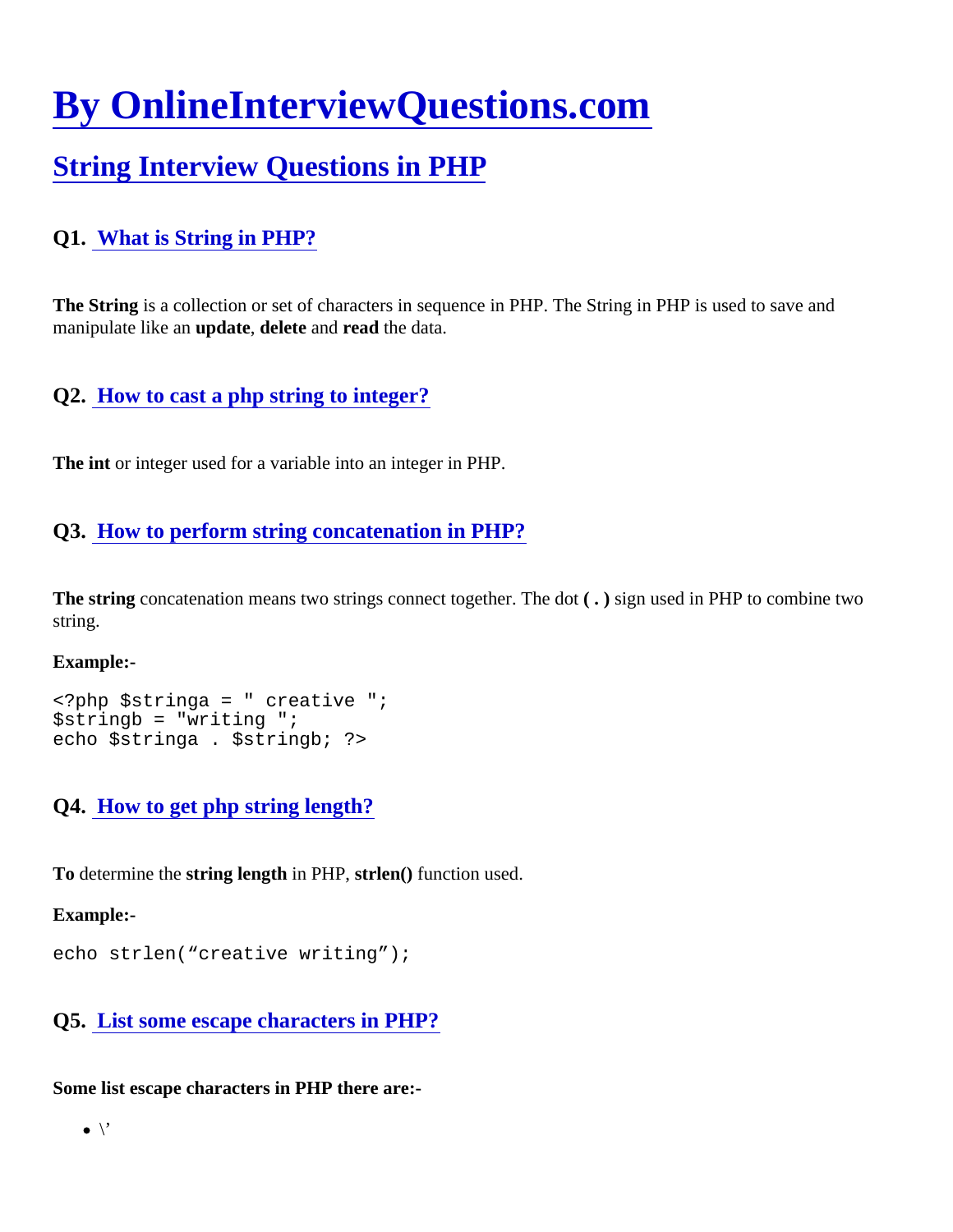# [By OnlineInterviewQuestions.com]()

## [String Interview Questions in PHP]()

### Q1. [What is String in PHP?]()

**The String** is a collection or set of characters in sequence in PHP. The String in PHP is used to save and manipulate like an **update**, **delete** and **read** the data.

### Q2. [How to cast a php string to integer?]()

**The int** or integer used for a variable into an integer in PHP.

### Q3. [How to perform string concatenation in PHP?]()

**The string** concatenation means two strings connect together. The dot **( . )** sign used in PHP to combine two string.

**Example:-**

```
<?php $stringa = " creative ";
$stringb = "writing ";
echo $stringa . $stringb; ?>
```

### Q4. [How to get php string length?]()

**To** determine the **string length** in PHP, **strlen()** function used.

**Example:-**

```
echo strlen(“creative writing”);
```

### Q5. [List some escape characters in PHP?]()

**Some list escape characters in PHP there are:-**

- \’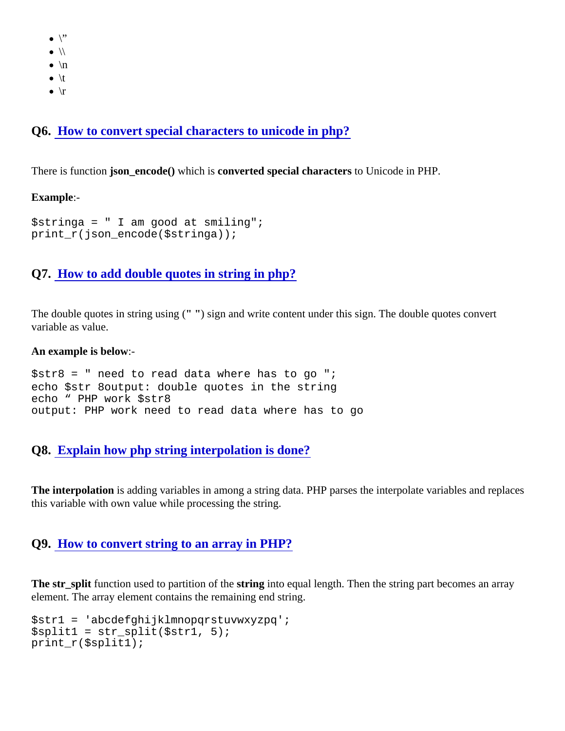- \”
- \\
- \n
- \t
- \r

## Q6. How to convert special characters to unicode in php?

There is function **json_encode()** which is **converted special characters** to Unicode in PHP.

**Example**:-

```
$stringa = " I am good at smiling";
print_r(json_encode($stringa));
```

## Q7. How to add double quotes in string in php?

The double quotes in string using (`" "`) sign and write content under this sign. The double quotes convert variable as value.

**An example is below**:-

```
$str8 = " need to read data where has to go ";
echo $str 8output: double quotes in the string
echo " PHP work $str8
output: PHP work need to read data where has to go
```

## Q8. Explain how php string interpolation is done?

**The interpolation** is adding variables in among a string data. PHP parses the interpolate variables and replaces this variable with own value while processing the string.

## Q9. How to convert string to an array in PHP?

**The str_split** function used to partition of the **string** into equal length. Then the string part becomes an array element. The array element contains the remaining end string.

```
$str1 = 'abcdefghijklmnopqrstuvwxyzpq';
$split1 = str_split($str1, 5);
print_r($split1);
```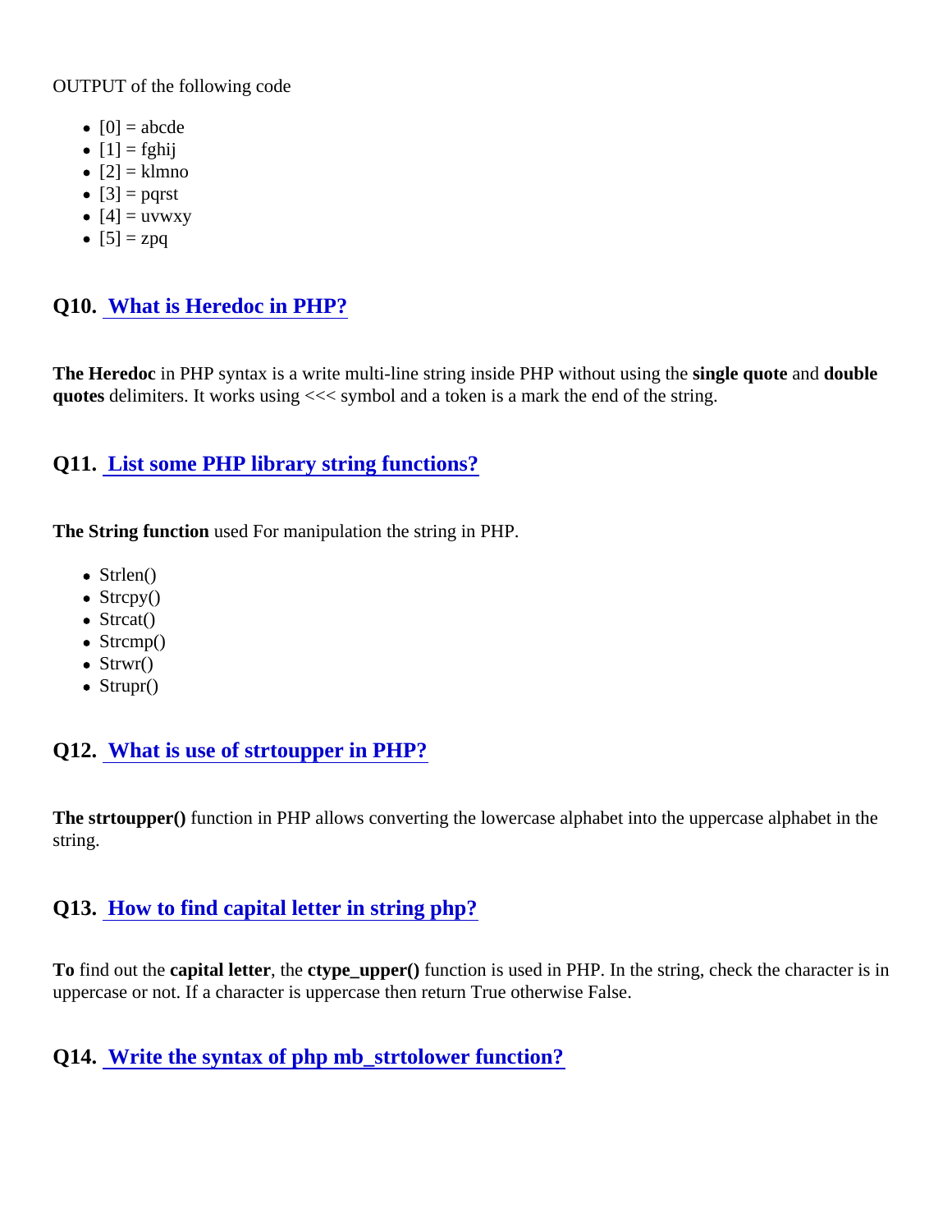OUTPUT of the following code

- [0] = abcde
- [1] = fghij
- [2] = klmno
- [3] = pqrst
- [4] = uvwxy
- [5] = zpq

## Q10. What is Heredoc in PHP?

**The Heredoc** in PHP syntax is a write multi-line string inside PHP without using the **single quote** and **double quotes** delimiters. It works using <<< symbol and a token is a mark the end of the string.

## Q11. List some PHP library string functions?

**The String function** used For manipulation the string in PHP.

- Strlen()
- Strcpy()
- Strcat()
- Strcmp()
- Strwr()
- Strupr()

## Q12. What is use of strtoupper in PHP?

**The strtoupper()** function in PHP allows converting the lowercase alphabet into the uppercase alphabet in the string.

## Q13. How to find capital letter in string php?

**To** find out the **capital letter**, the **ctype_upper()** function is used in PHP. In the string, check the character is in uppercase or not. If a character is uppercase then return True otherwise False.

## Q14. Write the syntax of php mb_strtolower function?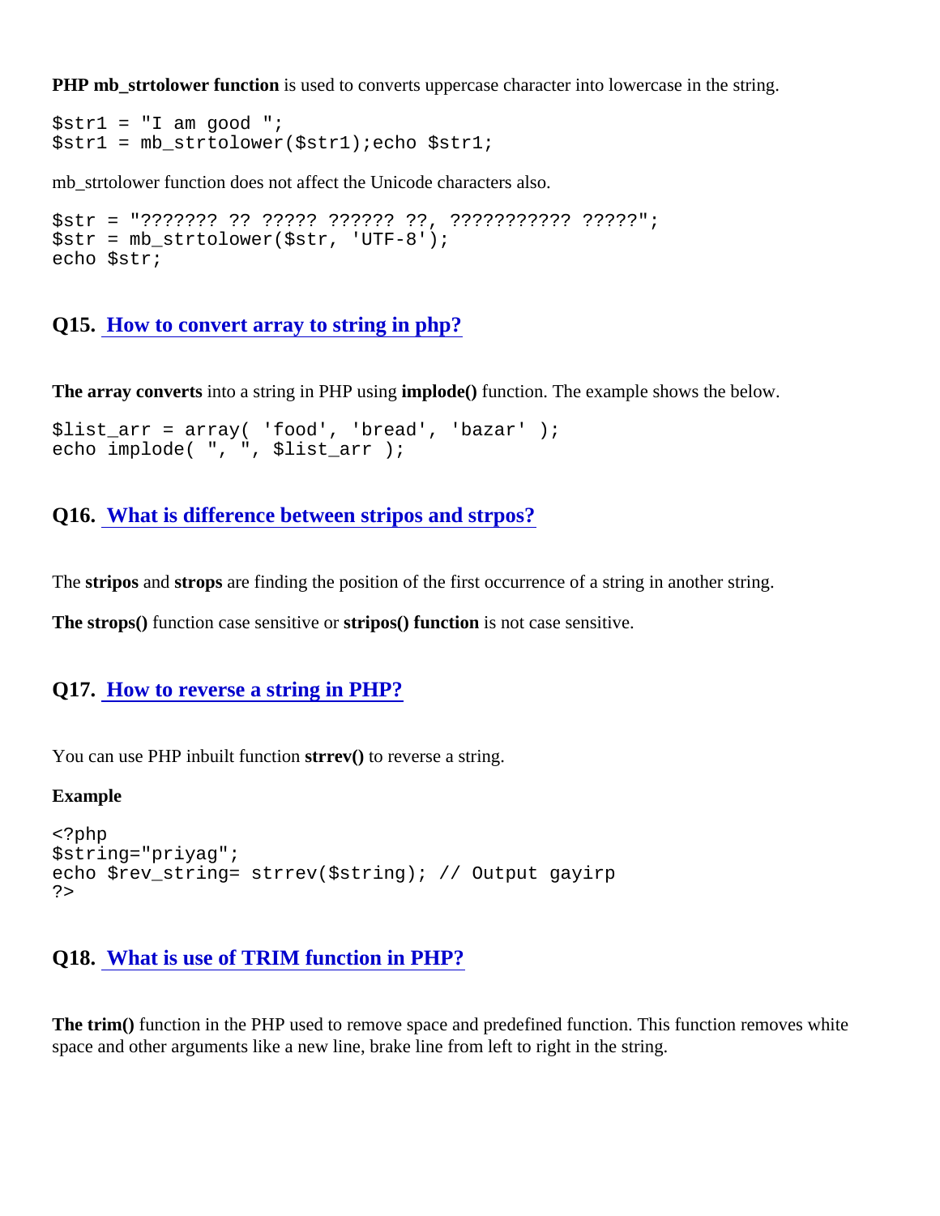**PHP mb_strtolower function** is used to converts uppercase character into lowercase in the string.

```
$str1 = "I am good ";
$str1 = mb_strtolower($str1);echo $str1;
```

mb_strtolower function does not affect the Unicode characters also.

```
$str = "??????? ?? ????? ?????? ??, ??????????? ?????";
$str = mb_strtolower($str, 'UTF-8');
echo $str;
```

### Q15. How to convert array to string in php?

**The array converts** into a string in PHP using **implode()** function. The example shows the below.

```
$list_arr = array( 'food', 'bread', 'bazar' );
echo implode( ", ", $list_arr );
```

### Q16. What is difference between stripos and strpos?

The **stripos** and **strops** are finding the position of the first occurrence of a string in another string.

**The strops()** function case sensitive or **stripos() function** is not case sensitive.

### Q17. How to reverse a string in PHP?

You can use PHP inbuilt function **strrev()** to reverse a string.

**Example**

```
<?php
$string="priyag";
echo $rev_string= strrev($string); // Output gayirp
?>
```

### Q18. What is use of TRIM function in PHP?

**The trim()** function in the PHP used to remove space and predefined function. This function removes white space and other arguments like a new line, brake line from left to right in the string.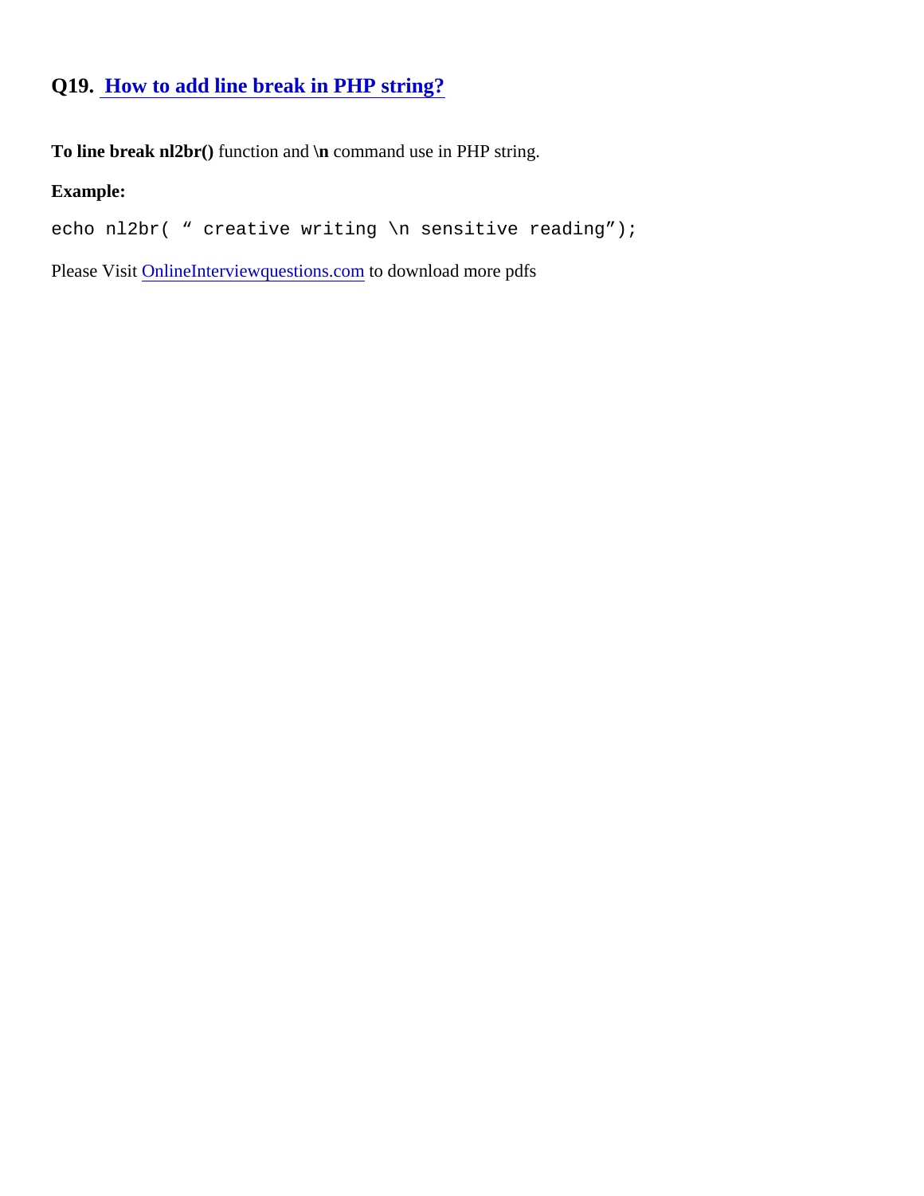## Q19. [How to add line break in PHP string?]

**To line break nl2br()** function and **\n** command use in PHP string.

**Example:**

```
echo nl2br( “ creative writing \n sensitive reading”);
```

Please Visit [OnlineInterviewquestions.com] to download more pdfs